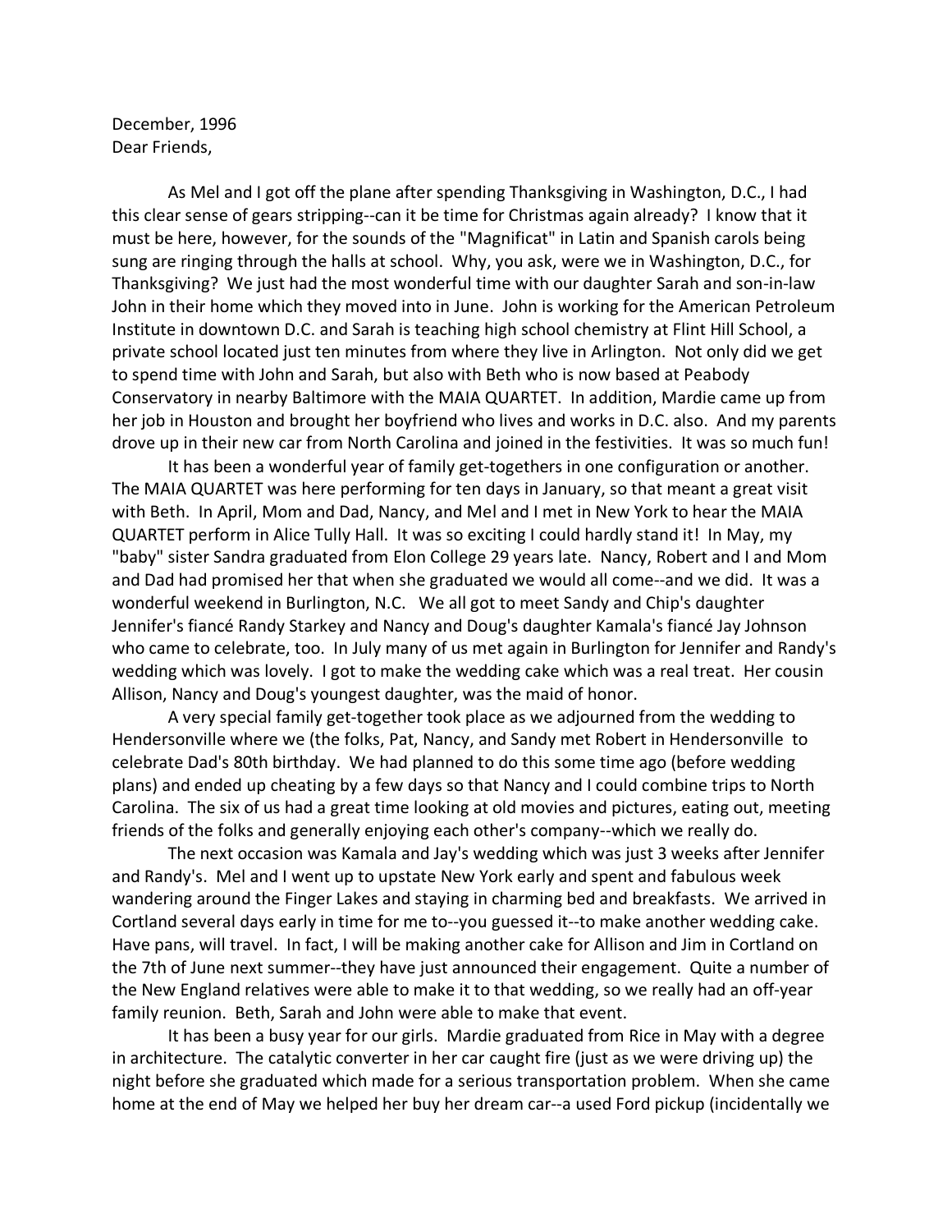December, 1996
Dear Friends,

As Mel and I got off the plane after spending Thanksgiving in Washington, D.C., I had this clear sense of gears stripping--can it be time for Christmas again already? I know that it must be here, however, for the sounds of the "Magnificat" in Latin and Spanish carols being sung are ringing through the halls at school. Why, you ask, were we in Washington, D.C., for Thanksgiving? We just had the most wonderful time with our daughter Sarah and son-in-law John in their home which they moved into in June. John is working for the American Petroleum Institute in downtown D.C. and Sarah is teaching high school chemistry at Flint Hill School, a private school located just ten minutes from where they live in Arlington. Not only did we get to spend time with John and Sarah, but also with Beth who is now based at Peabody Conservatory in nearby Baltimore with the MAIA QUARTET. In addition, Mardie came up from her job in Houston and brought her boyfriend who lives and works in D.C. also. And my parents drove up in their new car from North Carolina and joined in the festivities. It was so much fun!

It has been a wonderful year of family get-togethers in one configuration or another. The MAIA QUARTET was here performing for ten days in January, so that meant a great visit with Beth. In April, Mom and Dad, Nancy, and Mel and I met in New York to hear the MAIA QUARTET perform in Alice Tully Hall. It was so exciting I could hardly stand it! In May, my "baby" sister Sandra graduated from Elon College 29 years late. Nancy, Robert and I and Mom and Dad had promised her that when she graduated we would all come--and we did. It was a wonderful weekend in Burlington, N.C. We all got to meet Sandy and Chip's daughter Jennifer's fiancé Randy Starkey and Nancy and Doug's daughter Kamala's fiancé Jay Johnson who came to celebrate, too. In July many of us met again in Burlington for Jennifer and Randy's wedding which was lovely. I got to make the wedding cake which was a real treat. Her cousin Allison, Nancy and Doug's youngest daughter, was the maid of honor.

A very special family get-together took place as we adjourned from the wedding to Hendersonville where we (the folks, Pat, Nancy, and Sandy met Robert in Hendersonville to celebrate Dad's 80th birthday. We had planned to do this some time ago (before wedding plans) and ended up cheating by a few days so that Nancy and I could combine trips to North Carolina. The six of us had a great time looking at old movies and pictures, eating out, meeting friends of the folks and generally enjoying each other's company--which we really do.

The next occasion was Kamala and Jay's wedding which was just 3 weeks after Jennifer and Randy's. Mel and I went up to upstate New York early and spent and fabulous week wandering around the Finger Lakes and staying in charming bed and breakfasts. We arrived in Cortland several days early in time for me to--you guessed it--to make another wedding cake. Have pans, will travel. In fact, I will be making another cake for Allison and Jim in Cortland on the 7th of June next summer--they have just announced their engagement. Quite a number of the New England relatives were able to make it to that wedding, so we really had an off-year family reunion. Beth, Sarah and John were able to make that event.

It has been a busy year for our girls. Mardie graduated from Rice in May with a degree in architecture. The catalytic converter in her car caught fire (just as we were driving up) the night before she graduated which made for a serious transportation problem. When she came home at the end of May we helped her buy her dream car--a used Ford pickup (incidentally we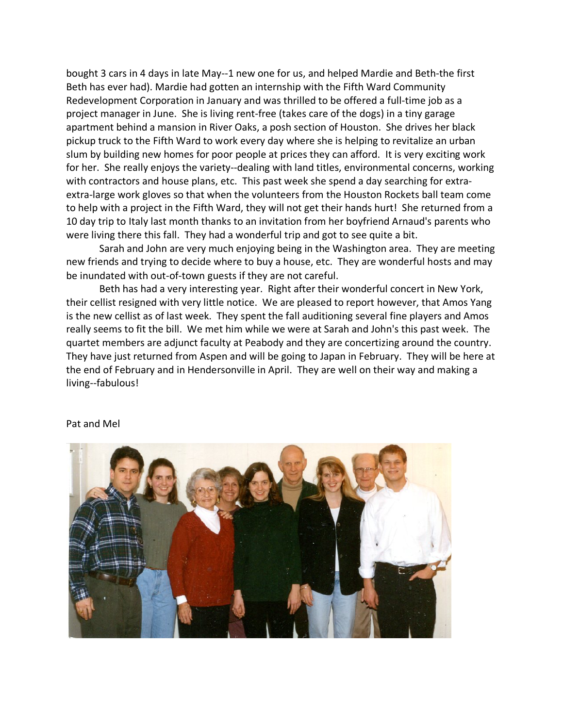bought 3 cars in 4 days in late May--1 new one for us, and helped Mardie and Beth-the first Beth has ever had). Mardie had gotten an internship with the Fifth Ward Community Redevelopment Corporation in January and was thrilled to be offered a full-time job as a project manager in June. She is living rent-free (takes care of the dogs) in a tiny garage apartment behind a mansion in River Oaks, a posh section of Houston. She drives her black pickup truck to the Fifth Ward to work every day where she is helping to revitalize an urban slum by building new homes for poor people at prices they can afford. It is very exciting work for her. She really enjoys the variety--dealing with land titles, environmental concerns, working with contractors and house plans, etc. This past week she spend a day searching for extra-extra-large work gloves so that when the volunteers from the Houston Rockets ball team come to help with a project in the Fifth Ward, they will not get their hands hurt! She returned from a 10 day trip to Italy last month thanks to an invitation from her boyfriend Arnaud's parents who were living there this fall. They had a wonderful trip and got to see quite a bit.

Sarah and John are very much enjoying being in the Washington area. They are meeting new friends and trying to decide where to buy a house, etc. They are wonderful hosts and may be inundated with out-of-town guests if they are not careful.

Beth has had a very interesting year. Right after their wonderful concert in New York, their cellist resigned with very little notice. We are pleased to report however, that Amos Yang is the new cellist as of last week. They spent the fall auditioning several fine players and Amos really seems to fit the bill. We met him while we were at Sarah and John's this past week. The quartet members are adjunct faculty at Peabody and they are concertizing around the country. They have just returned from Aspen and will be going to Japan in February. They will be here at the end of February and in Hendersonville in April. They are well on their way and making a living--fabulous!

Pat and Mel